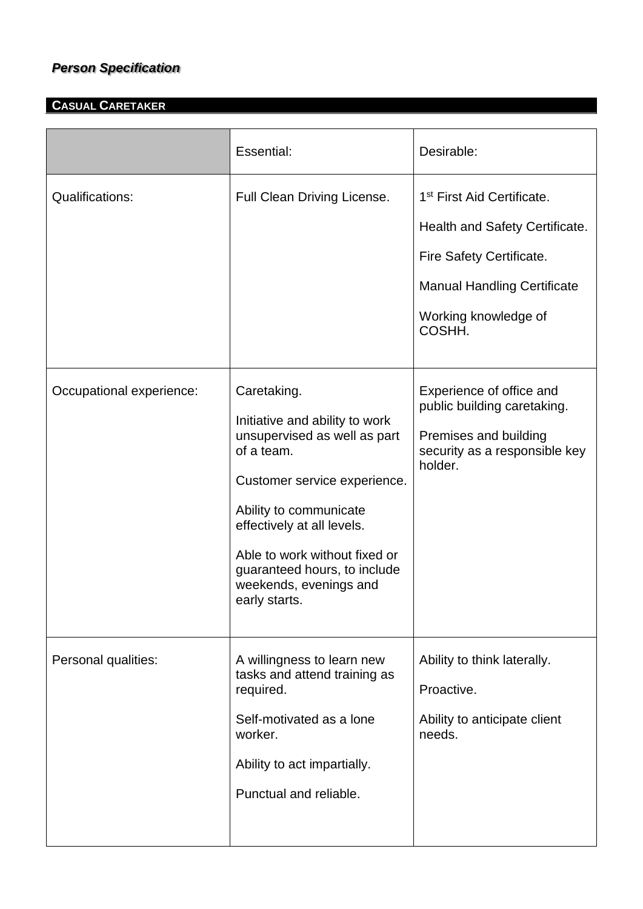***Person Specification***

## CASUAL CARETAKER

| | Essential: | Desirable: |
|---|---|---|
| Qualifications: | Full Clean Driving License. | 1st First Aid Certificate.<br><br>Health and Safety Certificate.<br><br>Fire Safety Certificate.<br><br>Manual Handling Certificate<br><br>Working knowledge of COSHH. |
| Occupational experience: | Caretaking.<br><br>Initiative and ability to work unsupervised as well as part of a team.<br><br>Customer service experience.<br><br>Ability to communicate effectively at all levels.<br><br>Able to work without fixed or guaranteed hours, to include weekends, evenings and early starts. | Experience of office and public building caretaking.<br><br>Premises and building security as a responsible key holder. |
| Personal qualities: | A willingness to learn new tasks and attend training as required.<br><br>Self-motivated as a lone worker.<br><br>Ability to act impartially.<br><br>Punctual and reliable. | Ability to think laterally.<br><br>Proactive.<br><br>Ability to anticipate client needs. |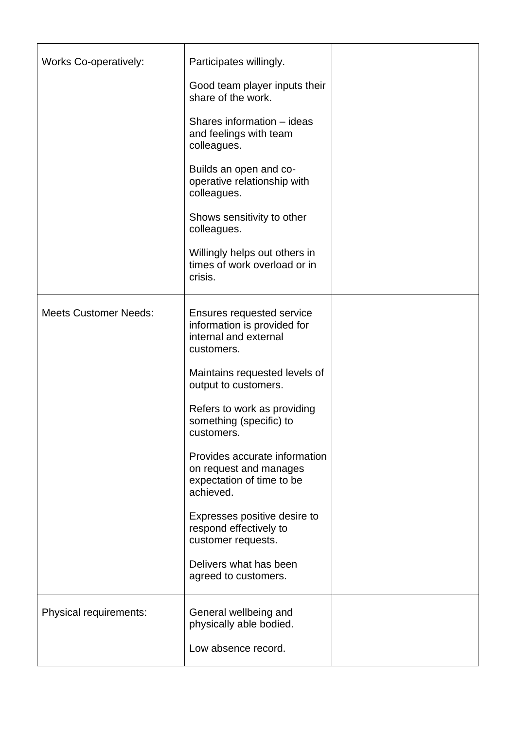| | | |
|---|---|---|
| Works Co-operatively: | Participates willingly.<br><br>Good team player inputs their share of the work.<br><br>Shares information – ideas and feelings with team colleagues.<br><br>Builds an open and co-operative relationship with colleagues.<br><br>Shows sensitivity to other colleagues.<br><br>Willingly helps out others in times of work overload or in crisis. | |
| Meets Customer Needs: | Ensures requested service information is provided for internal and external customers.<br><br>Maintains requested levels of output to customers.<br><br>Refers to work as providing something (specific) to customers.<br><br>Provides accurate information on request and manages expectation of time to be achieved.<br><br>Expresses positive desire to respond effectively to customer requests.<br><br>Delivers what has been agreed to customers. | |
| Physical requirements: | General wellbeing and physically able bodied.<br><br>Low absence record. | |